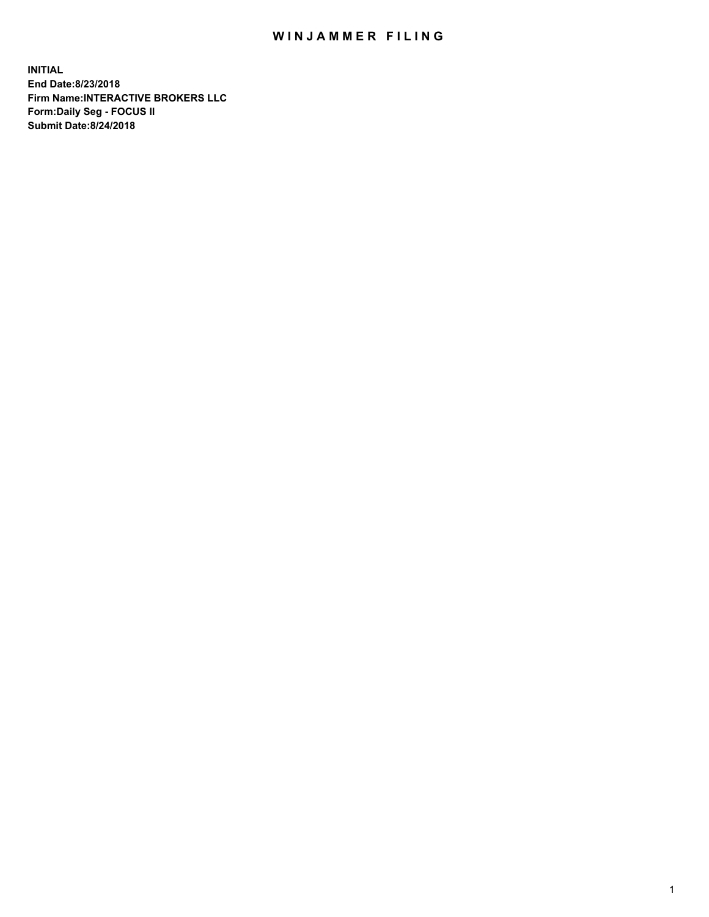# WINJAMMER FILING

**INITIAL**
**End Date:8/23/2018**
**Firm Name:INTERACTIVE BROKERS LLC**
**Form:Daily Seg - FOCUS II**
**Submit Date:8/24/2018**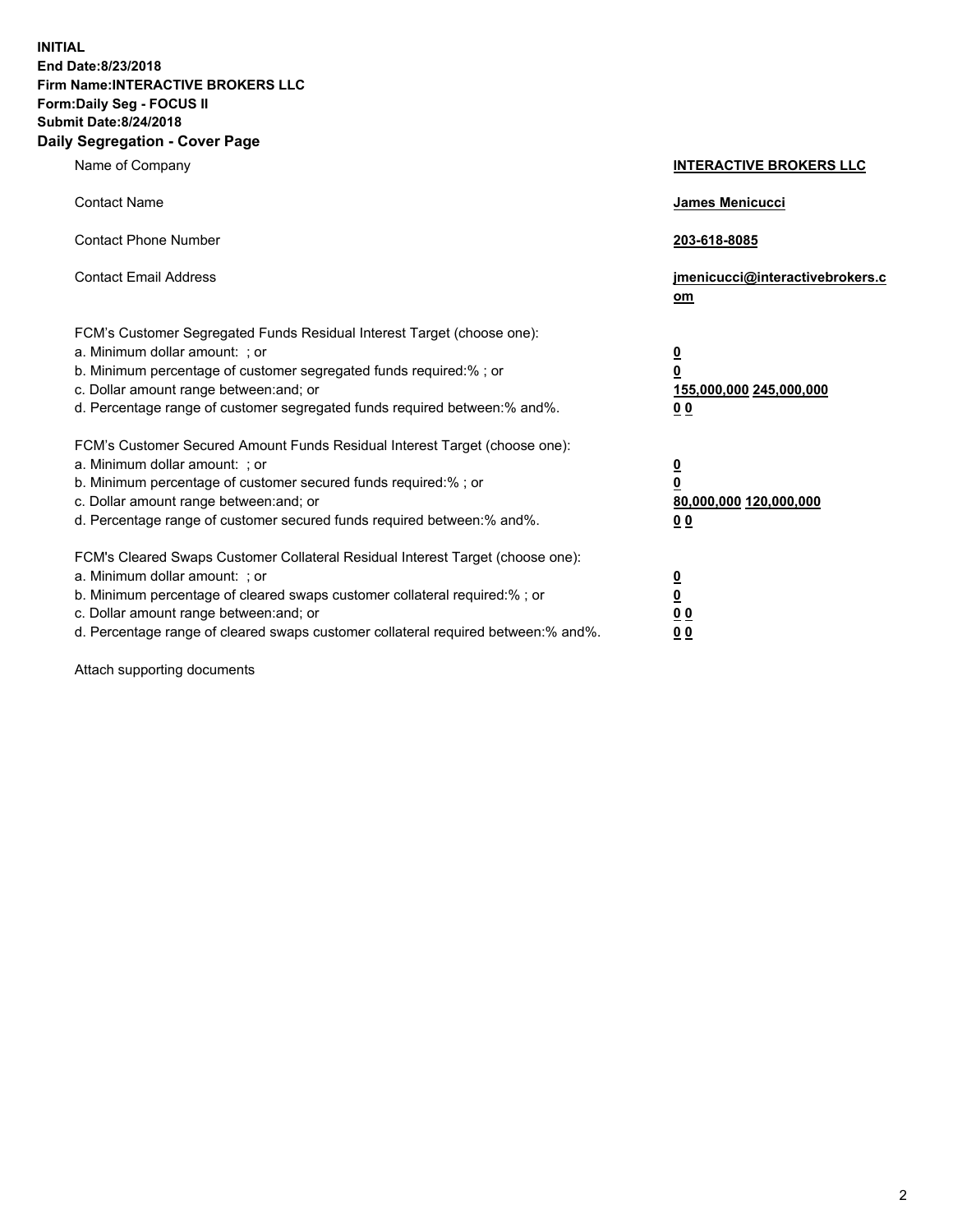**INITIAL**
**End Date:8/23/2018**
**Firm Name:INTERACTIVE BROKERS LLC**
**Form:Daily Seg - FOCUS II**
**Submit Date:8/24/2018**

## Daily Segregation - Cover Page

| | |
|---|---|
| Name of Company | **INTERACTIVE BROKERS LLC** |
| Contact Name | **James Menicucci** |
| Contact Phone Number | **203-618-8085** |
| Contact Email Address | **jmenicucci@interactivebrokers.com** |

FCM's Customer Segregated Funds Residual Interest Target (choose one):

| | |
|---|---|
| a. Minimum dollar amount: ; or | **0** |
| b. Minimum percentage of customer segregated funds required:% ; or | **0** |
| c. Dollar amount range between:and; or | **155,000,000 245,000,000** |
| d. Percentage range of customer segregated funds required between:% and%. | **0 0** |

FCM's Customer Secured Amount Funds Residual Interest Target (choose one):

| | |
|---|---|
| a. Minimum dollar amount: ; or | **0** |
| b. Minimum percentage of customer secured funds required:% ; or | **0** |
| c. Dollar amount range between:and; or | **80,000,000 120,000,000** |
| d. Percentage range of customer secured funds required between:% and%. | **0 0** |

FCM's Cleared Swaps Customer Collateral Residual Interest Target (choose one):

| | |
|---|---|
| a. Minimum dollar amount: ; or | **0** |
| b. Minimum percentage of cleared swaps customer collateral required:% ; or | **0** |
| c. Dollar amount range between:and; or | **0 0** |
| d. Percentage range of cleared swaps customer collateral required between:% and%. | **0 0** |

Attach supporting documents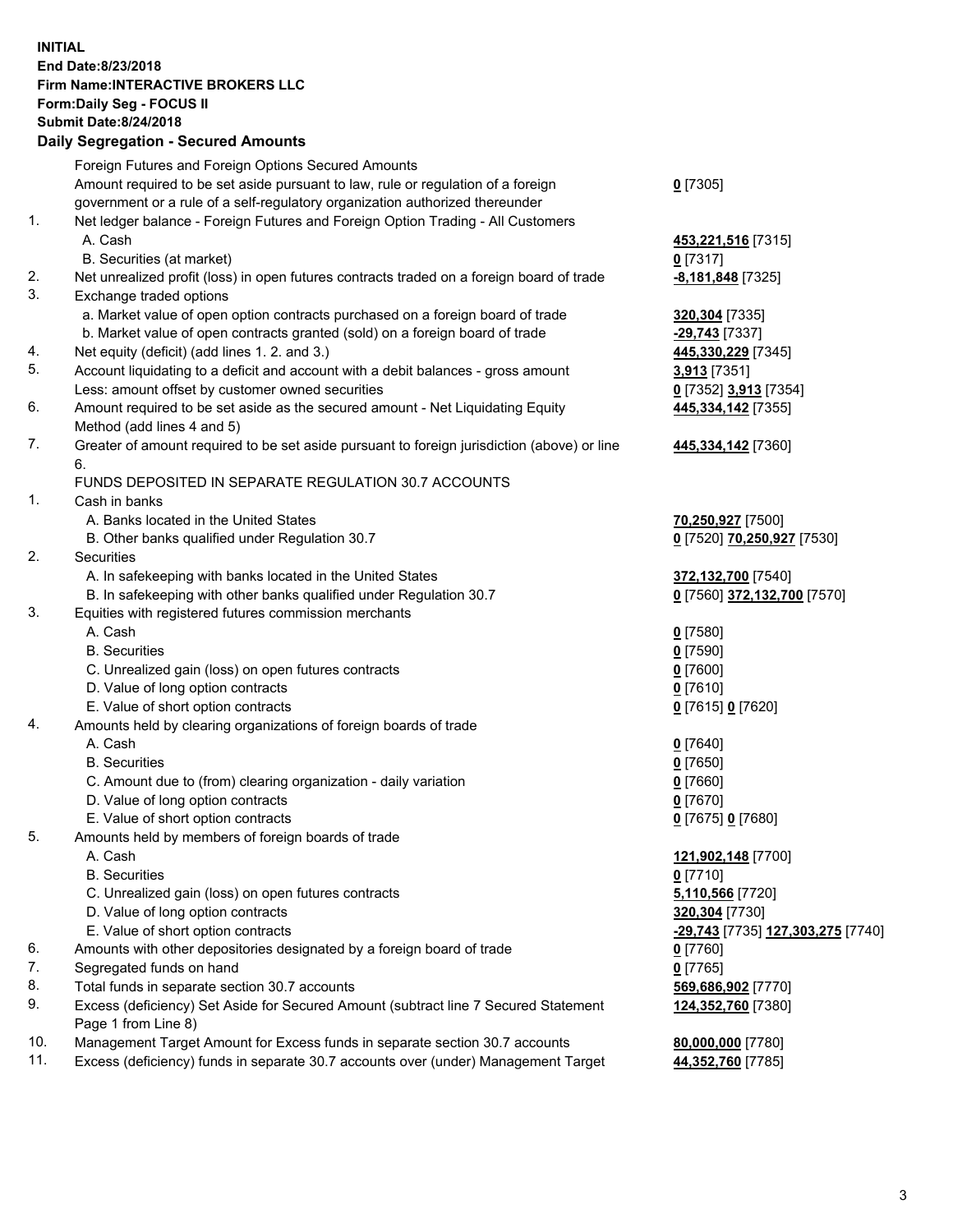**INITIAL**
**End Date:8/23/2018**
**Firm Name:INTERACTIVE BROKERS LLC**
**Form:Daily Seg - FOCUS II**
**Submit Date:8/24/2018**

## Daily Segregation - Secured Amounts

| | | |
|---|---|---|
| | Foreign Futures and Foreign Options Secured Amounts | |
| | Amount required to be set aside pursuant to law, rule or regulation of a foreign government or a rule of a self-regulatory organization authorized thereunder | **0** [7305] |
| 1. | Net ledger balance - Foreign Futures and Foreign Option Trading - All Customers | |
| | A. Cash | **453,221,516** [7315] |
| | B. Securities (at market) | **0** [7317] |
| 2. | Net unrealized profit (loss) in open futures contracts traded on a foreign board of trade | **-8,181,848** [7325] |
| 3. | Exchange traded options | |
| | a. Market value of open option contracts purchased on a foreign board of trade | **320,304** [7335] |
| | b. Market value of open contracts granted (sold) on a foreign board of trade | **-29,743** [7337] |
| 4. | Net equity (deficit) (add lines 1. 2. and 3.) | **445,330,229** [7345] |
| 5. | Account liquidating to a deficit and account with a debit balances - gross amount | **3,913** [7351] |
| | Less: amount offset by customer owned securities | **0** [7352] **3,913** [7354] |
| 6. | Amount required to be set aside as the secured amount - Net Liquidating Equity Method (add lines 4 and 5) | **445,334,142** [7355] |
| 7. | Greater of amount required to be set aside pursuant to foreign jurisdiction (above) or line 6. | **445,334,142** [7360] |
| | FUNDS DEPOSITED IN SEPARATE REGULATION 30.7 ACCOUNTS | |
| 1. | Cash in banks | |
| | A. Banks located in the United States | **70,250,927** [7500] |
| | B. Other banks qualified under Regulation 30.7 | **0** [7520] **70,250,927** [7530] |
| 2. | Securities | |
| | A. In safekeeping with banks located in the United States | **372,132,700** [7540] |
| | B. In safekeeping with other banks qualified under Regulation 30.7 | **0** [7560] **372,132,700** [7570] |
| 3. | Equities with registered futures commission merchants | |
| | A. Cash | **0** [7580] |
| | B. Securities | **0** [7590] |
| | C. Unrealized gain (loss) on open futures contracts | **0** [7600] |
| | D. Value of long option contracts | **0** [7610] |
| | E. Value of short option contracts | **0** [7615] **0** [7620] |
| 4. | Amounts held by clearing organizations of foreign boards of trade | |
| | A. Cash | **0** [7640] |
| | B. Securities | **0** [7650] |
| | C. Amount due to (from) clearing organization - daily variation | **0** [7660] |
| | D. Value of long option contracts | **0** [7670] |
| | E. Value of short option contracts | **0** [7675] **0** [7680] |
| 5. | Amounts held by members of foreign boards of trade | |
| | A. Cash | **121,902,148** [7700] |
| | B. Securities | **0** [7710] |
| | C. Unrealized gain (loss) on open futures contracts | **5,110,566** [7720] |
| | D. Value of long option contracts | **320,304** [7730] |
| | E. Value of short option contracts | **-29,743** [7735] **127,303,275** [7740] |
| 6. | Amounts with other depositories designated by a foreign board of trade | **0** [7760] |
| 7. | Segregated funds on hand | **0** [7765] |
| 8. | Total funds in separate section 30.7 accounts | **569,686,902** [7770] |
| 9. | Excess (deficiency) Set Aside for Secured Amount (subtract line 7 Secured Statement Page 1 from Line 8) | **124,352,760** [7380] |
| 10. | Management Target Amount for Excess funds in separate section 30.7 accounts | **80,000,000** [7780] |
| 11. | Excess (deficiency) funds in separate 30.7 accounts over (under) Management Target | **44,352,760** [7785] |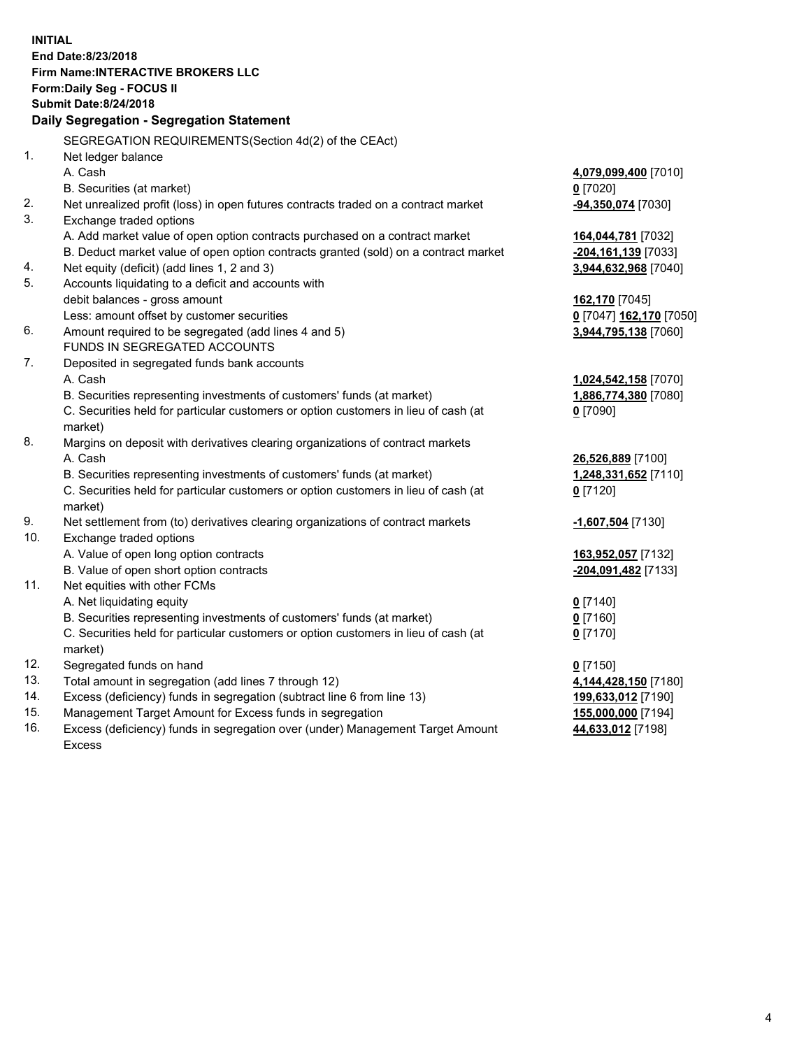**INITIAL**
**End Date:8/23/2018**
**Firm Name:INTERACTIVE BROKERS LLC**
**Form:Daily Seg - FOCUS II**
**Submit Date:8/24/2018**

## Daily Segregation - Segregation Statement

SEGREGATION REQUIREMENTS(Section 4d(2) of the CEAct)

| | | |
|---|---|---|
| 1. | Net ledger balance | |
| | A. Cash | **4,079,099,400** [7010] |
| | B. Securities (at market) | **0** [7020] |
| 2. | Net unrealized profit (loss) in open futures contracts traded on a contract market | **-94,350,074** [7030] |
| 3. | Exchange traded options | |
| | A. Add market value of open option contracts purchased on a contract market | **164,044,781** [7032] |
| | B. Deduct market value of open option contracts granted (sold) on a contract market | **-204,161,139** [7033] |
| 4. | Net equity (deficit) (add lines 1, 2 and 3) | **3,944,632,968** [7040] |
| 5. | Accounts liquidating to a deficit and accounts with debit balances - gross amount | **162,170** [7045] |
| | Less: amount offset by customer securities | **0** [7047] **162,170** [7050] |
| 6. | Amount required to be segregated (add lines 4 and 5) | **3,944,795,138** [7060] |
| | FUNDS IN SEGREGATED ACCOUNTS | |
| 7. | Deposited in segregated funds bank accounts | |
| | A. Cash | **1,024,542,158** [7070] |
| | B. Securities representing investments of customers' funds (at market) | **1,886,774,380** [7080] |
| | C. Securities held for particular customers or option customers in lieu of cash (at market) | **0** [7090] |
| 8. | Margins on deposit with derivatives clearing organizations of contract markets | |
| | A. Cash | **26,526,889** [7100] |
| | B. Securities representing investments of customers' funds (at market) | **1,248,331,652** [7110] |
| | C. Securities held for particular customers or option customers in lieu of cash (at market) | **0** [7120] |
| 9. | Net settlement from (to) derivatives clearing organizations of contract markets | **-1,607,504** [7130] |
| 10. | Exchange traded options | |
| | A. Value of open long option contracts | **163,952,057** [7132] |
| | B. Value of open short option contracts | **-204,091,482** [7133] |
| 11. | Net equities with other FCMs | |
| | A. Net liquidating equity | **0** [7140] |
| | B. Securities representing investments of customers' funds (at market) | **0** [7160] |
| | C. Securities held for particular customers or option customers in lieu of cash (at market) | **0** [7170] |
| 12. | Segregated funds on hand | **0** [7150] |
| 13. | Total amount in segregation (add lines 7 through 12) | **4,144,428,150** [7180] |
| 14. | Excess (deficiency) funds in segregation (subtract line 6 from line 13) | **199,633,012** [7190] |
| 15. | Management Target Amount for Excess funds in segregation | **155,000,000** [7194] |
| 16. | Excess (deficiency) funds in segregation over (under) Management Target Amount Excess | **44,633,012** [7198] |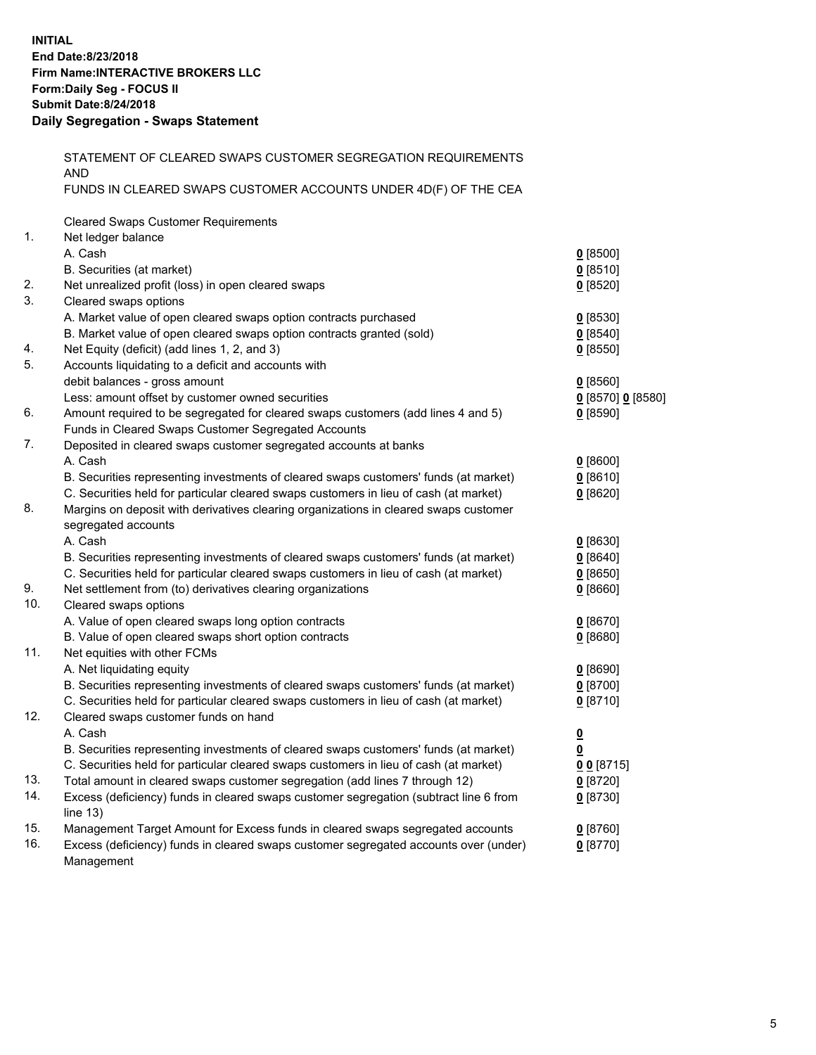**INITIAL**
**End Date:8/23/2018**
**Firm Name:INTERACTIVE BROKERS LLC**
**Form:Daily Seg - FOCUS II**
**Submit Date:8/24/2018**
**Daily Segregation - Swaps Statement**

STATEMENT OF CLEARED SWAPS CUSTOMER SEGREGATION REQUIREMENTS AND FUNDS IN CLEARED SWAPS CUSTOMER ACCOUNTS UNDER 4D(F) OF THE CEA

| | | |
|---|---|---|
| | Cleared Swaps Customer Requirements | |
| 1. | Net ledger balance | |
| | A. Cash | 0 [8500] |
| | B. Securities (at market) | 0 [8510] |
| 2. | Net unrealized profit (loss) in open cleared swaps | 0 [8520] |
| 3. | Cleared swaps options | |
| | A. Market value of open cleared swaps option contracts purchased | 0 [8530] |
| | B. Market value of open cleared swaps option contracts granted (sold) | 0 [8540] |
| 4. | Net Equity (deficit) (add lines 1, 2, and 3) | 0 [8550] |
| 5. | Accounts liquidating to a deficit and accounts with | |
| | debit balances - gross amount | 0 [8560] |
| | Less: amount offset by customer owned securities | 0 [8570] 0 [8580] |
| 6. | Amount required to be segregated for cleared swaps customers (add lines 4 and 5) | 0 [8590] |
| | Funds in Cleared Swaps Customer Segregated Accounts | |
| 7. | Deposited in cleared swaps customer segregated accounts at banks | |
| | A. Cash | 0 [8600] |
| | B. Securities representing investments of cleared swaps customers' funds (at market) | 0 [8610] |
| | C. Securities held for particular cleared swaps customers in lieu of cash (at market) | 0 [8620] |
| 8. | Margins on deposit with derivatives clearing organizations in cleared swaps customer segregated accounts | |
| | A. Cash | 0 [8630] |
| | B. Securities representing investments of cleared swaps customers' funds (at market) | 0 [8640] |
| | C. Securities held for particular cleared swaps customers in lieu of cash (at market) | 0 [8650] |
| 9. | Net settlement from (to) derivatives clearing organizations | 0 [8660] |
| 10. | Cleared swaps options | |
| | A. Value of open cleared swaps long option contracts | 0 [8670] |
| | B. Value of open cleared swaps short option contracts | 0 [8680] |
| 11. | Net equities with other FCMs | |
| | A. Net liquidating equity | 0 [8690] |
| | B. Securities representing investments of cleared swaps customers' funds (at market) | 0 [8700] |
| | C. Securities held for particular cleared swaps customers in lieu of cash (at market) | 0 [8710] |
| 12. | Cleared swaps customer funds on hand | |
| | A. Cash | 0 |
| | B. Securities representing investments of cleared swaps customers' funds (at market) | 0 |
| | C. Securities held for particular cleared swaps customers in lieu of cash (at market) | 0 0 [8715] |
| 13. | Total amount in cleared swaps customer segregation (add lines 7 through 12) | 0 [8720] |
| 14. | Excess (deficiency) funds in cleared swaps customer segregation (subtract line 6 from line 13) | 0 [8730] |
| 15. | Management Target Amount for Excess funds in cleared swaps segregated accounts | 0 [8760] |
| 16. | Excess (deficiency) funds in cleared swaps customer segregated accounts over (under) Management | 0 [8770] |